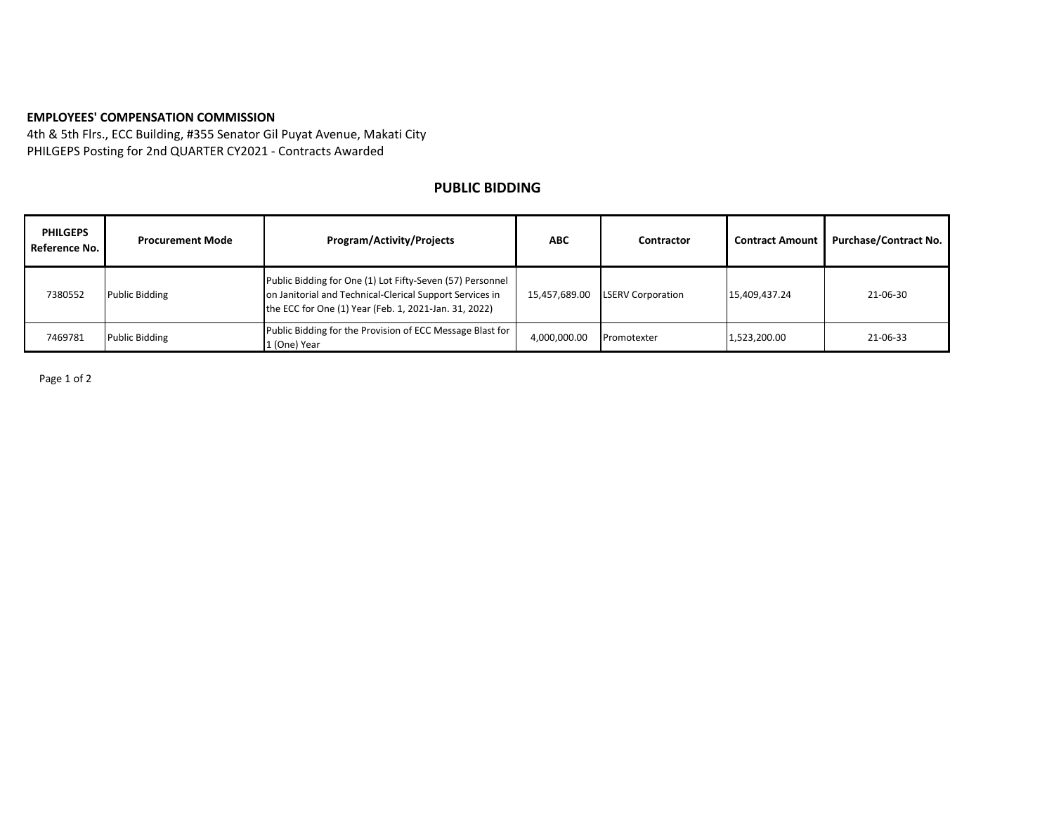**EMPLOYEES' COMPENSATION COMMISSION**
4th & 5th Flrs., ECC Building, #355 Senator Gil Puyat Avenue, Makati City
PHILGEPS Posting for 2nd QUARTER CY2021 - Contracts Awarded

## PUBLIC BIDDING

| PHILGEPS Reference No. | Procurement Mode | Program/Activity/Projects | ABC | Contractor | Contract Amount | Purchase/Contract No. |
|---|---|---|---|---|---|---|
| 7380552 | Public Bidding | Public Bidding for One (1) Lot Fifty-Seven (57) Personnel on Janitorial and Technical-Clerical Support Services in the ECC for One (1) Year (Feb. 1, 2021-Jan. 31, 2022) | 15,457,689.00 | LSERV Corporation | 15,409,437.24 | 21-06-30 |
| 7469781 | Public Bidding | Public Bidding for the Provision of ECC Message Blast for 1 (One) Year | 4,000,000.00 | Promotexter | 1,523,200.00 | 21-06-33 |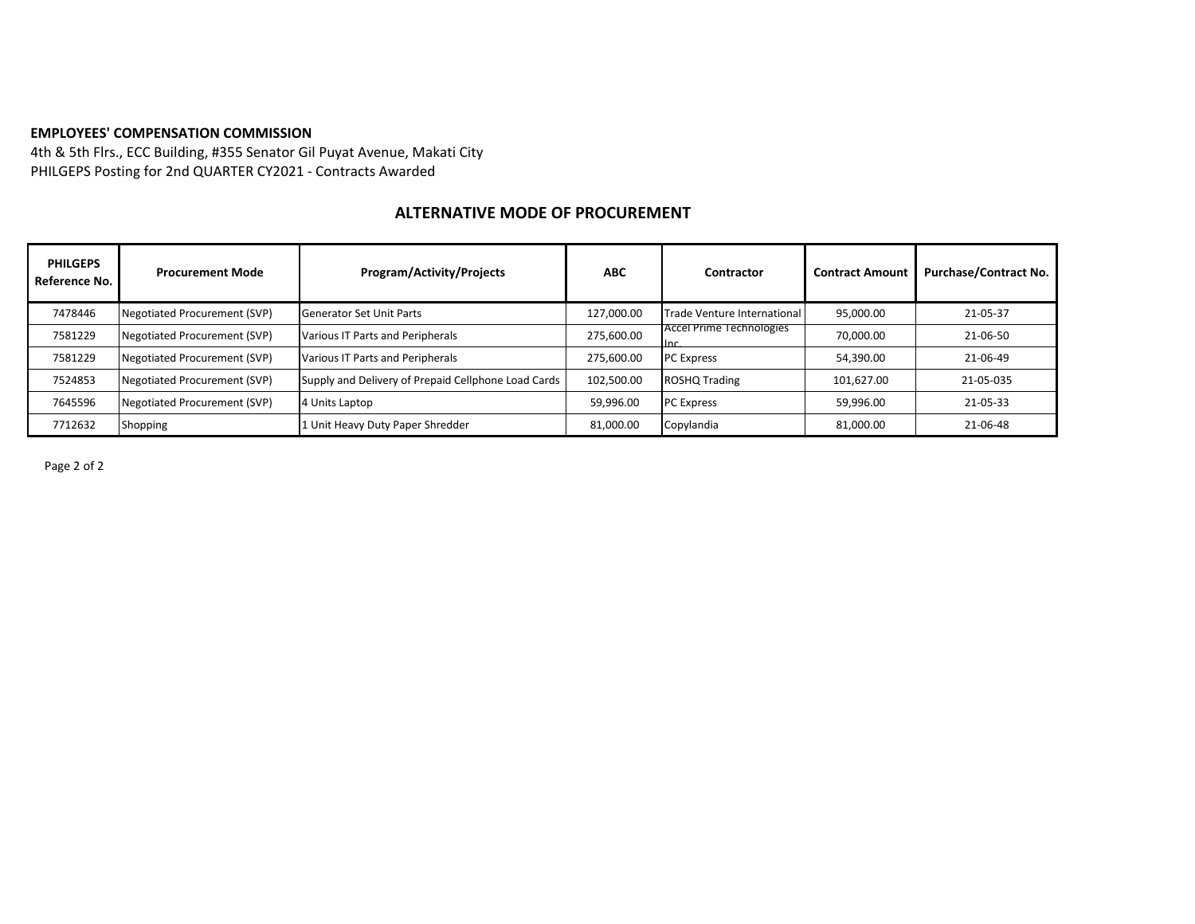**EMPLOYEES' COMPENSATION COMMISSION**

4th & 5th Flrs., ECC Building, #355 Senator Gil Puyat Avenue, Makati City

PHILGEPS Posting for 2nd QUARTER CY2021 - Contracts Awarded

## ALTERNATIVE MODE OF PROCUREMENT

| PHILGEPS Reference No. | Procurement Mode | Program/Activity/Projects | ABC | Contractor | Contract Amount | Purchase/Contract No. |
|---|---|---|---|---|---|---|
| 7478446 | Negotiated Procurement (SVP) | Generator Set Unit Parts | 127,000.00 | Trade Venture International | 95,000.00 | 21-05-37 |
| 7581229 | Negotiated Procurement (SVP) | Various IT Parts and Peripherals | 275,600.00 | Accel Prime Technologies Inc. | 70,000.00 | 21-06-50 |
| 7581229 | Negotiated Procurement (SVP) | Various IT Parts and Peripherals | 275,600.00 | PC Express | 54,390.00 | 21-06-49 |
| 7524853 | Negotiated Procurement (SVP) | Supply and Delivery of Prepaid Cellphone Load Cards | 102,500.00 | ROSHQ Trading | 101,627.00 | 21-05-035 |
| 7645596 | Negotiated Procurement (SVP) | 4 Units Laptop | 59,996.00 | PC Express | 59,996.00 | 21-05-33 |
| 7712632 | Shopping | 1 Unit Heavy Duty Paper Shredder | 81,000.00 | Copylandia | 81,000.00 | 21-06-48 |